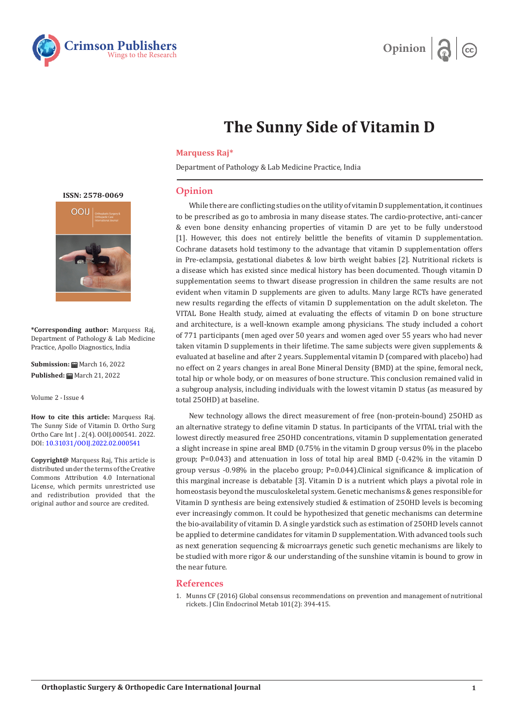# The Sunny Side of Vitamin D

**Marquess Raj***

Department of Pathology & Lab Medicine Practice, India

**ISSN: 2578-0069**

**\*Corresponding author:** Marquess Raj, Department of Pathology & Lab Medicine Practice, Apollo Diagnostics, India

**Submission:** March 16, 2022

**Published:** March 21, 2022

Volume 2 - Issue 4

**How to cite this article:** Marquess Raj. The Sunny Side of Vitamin D. Ortho Surg Ortho Care Int J . 2(4). OOIJ.000541. 2022. DOI: 10.31031/OOIJ.2022.02.000541

**Copyright@** Marquess Raj, This article is distributed under the terms of the Creative Commons Attribution 4.0 International License, which permits unrestricted use and redistribution provided that the original author and source are credited.

## Opinion

While there are conflicting studies on the utility of vitamin D supplementation, it continues to be prescribed as go to ambrosia in many disease states. The cardio-protective, anti-cancer & even bone density enhancing properties of vitamin D are yet to be fully understood [1]. However, this does not entirely belittle the benefits of vitamin D supplementation. Cochrane datasets hold testimony to the advantage that vitamin D supplementation offers in Pre-eclampsia, gestational diabetes & low birth weight babies [2]. Nutritional rickets is a disease which has existed since medical history has been documented. Though vitamin D supplementation seems to thwart disease progression in children the same results are not evident when vitamin D supplements are given to adults. Many large RCTs have generated new results regarding the effects of vitamin D supplementation on the adult skeleton. The VITAL Bone Health study, aimed at evaluating the effects of vitamin D on bone structure and architecture, is a well-known example among physicians. The study included a cohort of 771 participants (men aged over 50 years and women aged over 55 years who had never taken vitamin D supplements in their lifetime. The same subjects were given supplements & evaluated at baseline and after 2 years. Supplemental vitamin D (compared with placebo) had no effect on 2 years changes in areal Bone Mineral Density (BMD) at the spine, femoral neck, total hip or whole body, or on measures of bone structure. This conclusion remained valid in a subgroup analysis, including individuals with the lowest vitamin D status (as measured by total 25OHD) at baseline.

New technology allows the direct measurement of free (non-protein-bound) 25OHD as an alternative strategy to define vitamin D status. In participants of the VITAL trial with the lowest directly measured free 25OHD concentrations, vitamin D supplementation generated a slight increase in spine areal BMD (0.75% in the vitamin D group versus 0% in the placebo group; P=0.043) and attenuation in loss of total hip areal BMD (-0.42% in the vitamin D group versus -0.98% in the placebo group; P=0.044).Clinical significance & implication of this marginal increase is debatable [3]. Vitamin D is a nutrient which plays a pivotal role in homeostasis beyond the musculoskeletal system. Genetic mechanisms & genes responsible for Vitamin D synthesis are being extensively studied & estimation of 25OHD levels is becoming ever increasingly common. It could be hypothesized that genetic mechanisms can determine the bio-availability of vitamin D. A single yardstick such as estimation of 25OHD levels cannot be applied to determine candidates for vitamin D supplementation. With advanced tools such as next generation sequencing & microarrays genetic such genetic mechanisms are likely to be studied with more rigor & our understanding of the sunshine vitamin is bound to grow in the near future.

## References

1. Munns CF (2016) Global consensus recommendations on prevention and management of nutritional rickets. J Clin Endocrinol Metab 101(2): 394-415.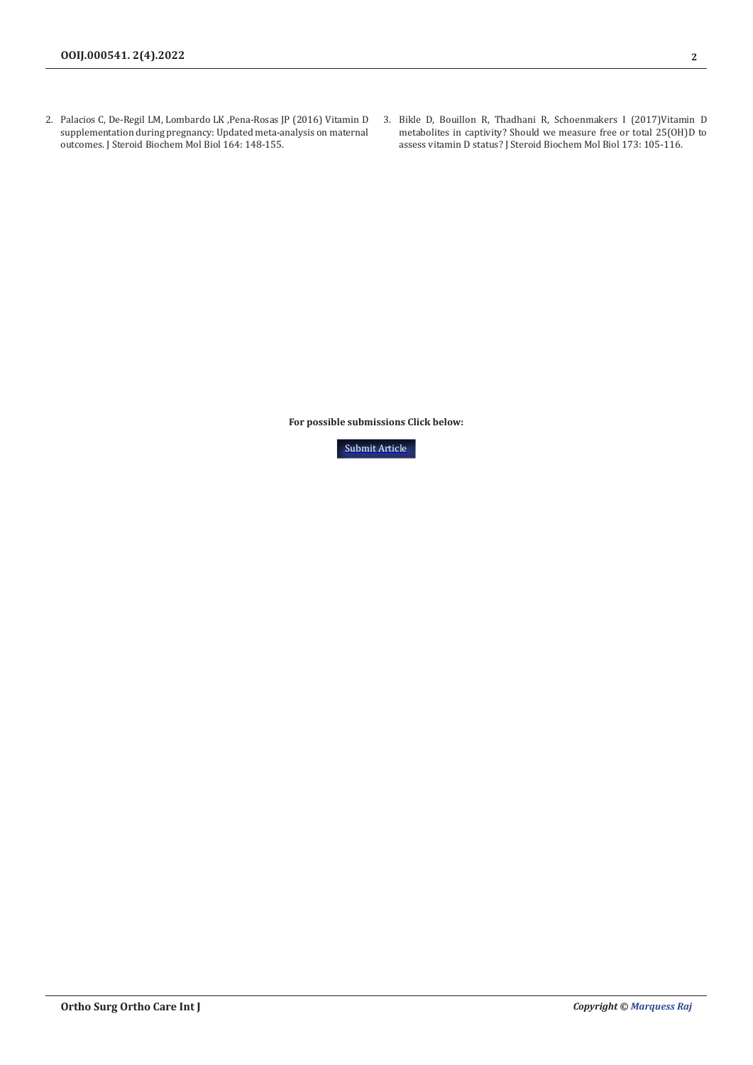2. Palacios C, De-Regil LM, Lombardo LK ,Pena-Rosas JP (2016) Vitamin D supplementation during pregnancy: Updated meta-analysis on maternal outcomes. J Steroid Biochem Mol Biol 164: 148-155.
3. Bikle D, Bouillon R, Thadhani R, Schoenmakers I (2017)Vitamin D metabolites in captivity? Should we measure free or total 25(OH)D to assess vitamin D status? J Steroid Biochem Mol Biol 173: 105-116.

**For possible submissions Click below:**

Submit Article